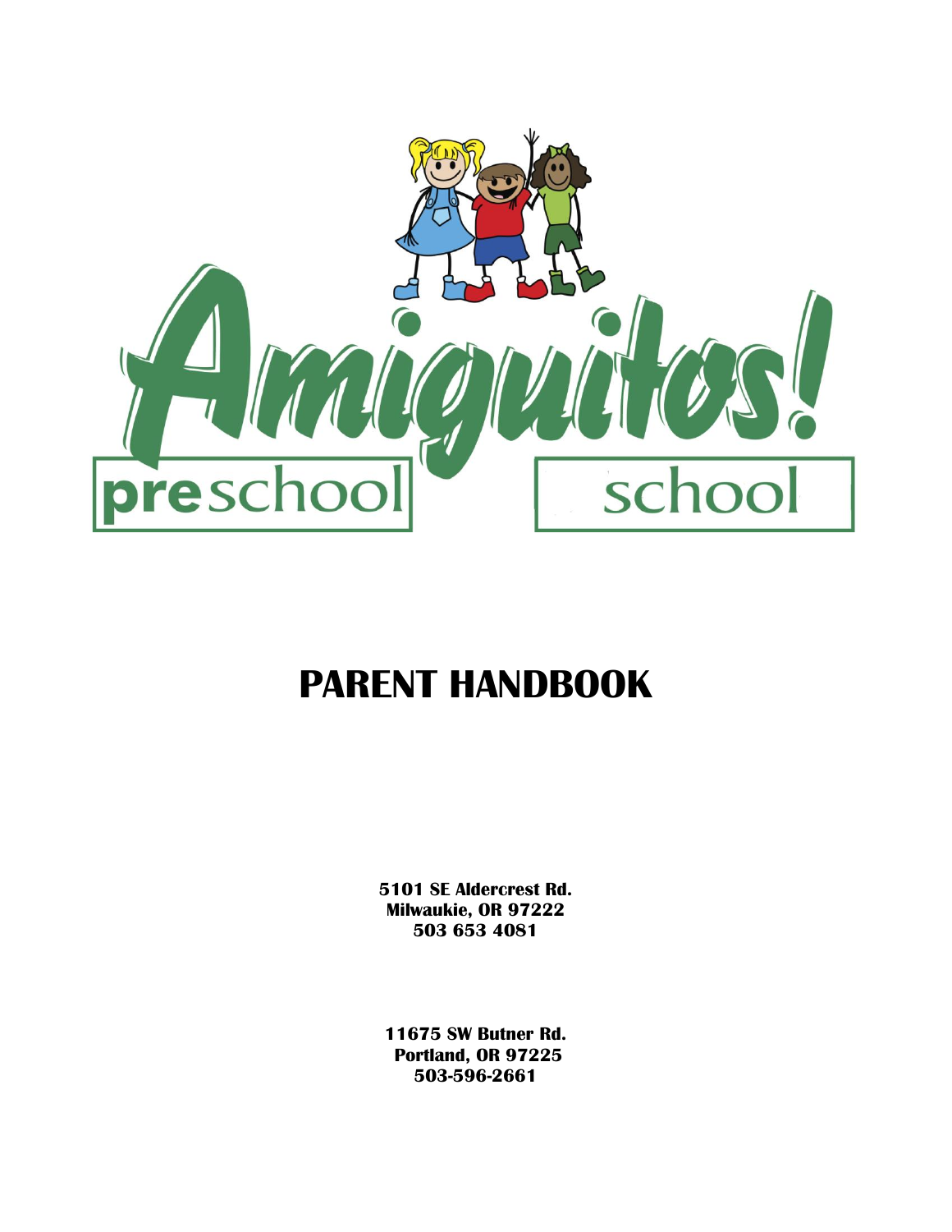# Amiguitos!

preschool school

# PARENT HANDBOOK

**5101 SE Aldercrest Rd.**
**Milwaukie, OR 97222**
**503 653 4081**

**11675 SW Butner Rd.**
**Portland, OR 97225**
**503-596-2661**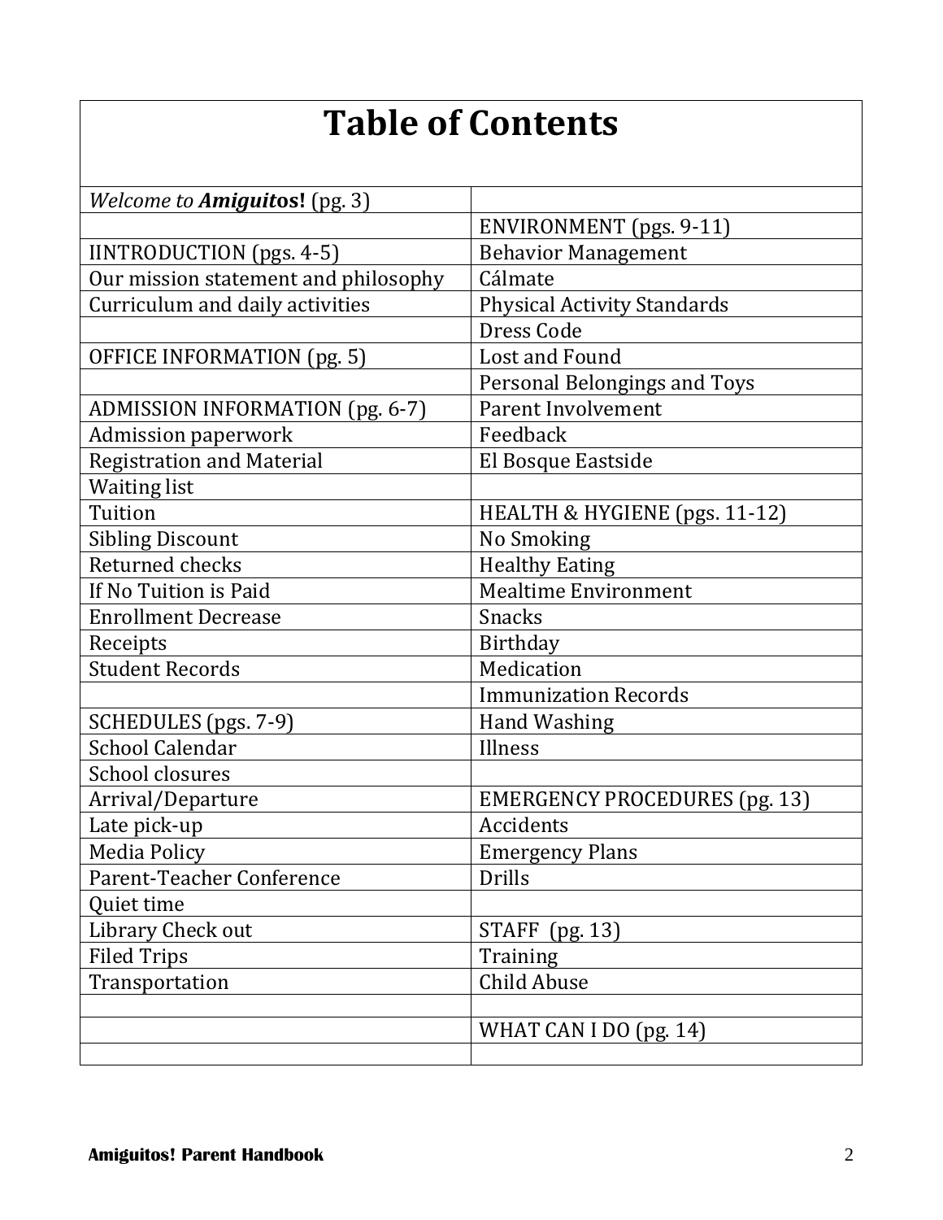# Table of Contents

| | |
|---|---|
| *Welcome to **Amiguitos**!* (pg. 3) | |
| | ENVIRONMENT (pgs. 9-11) |
| IINTRODUCTION (pgs. 4-5) | Behavior Management |
| Our mission statement and philosophy | Cálmate |
| Curriculum and daily activities | Physical Activity Standards |
| | Dress Code |
| OFFICE INFORMATION (pg. 5) | Lost and Found |
| | Personal Belongings and Toys |
| ADMISSION INFORMATION (pg. 6-7) | Parent Involvement |
| Admission paperwork | Feedback |
| Registration and Material | El Bosque Eastside |
| Waiting list | |
| Tuition | HEALTH & HYGIENE (pgs. 11-12) |
| Sibling Discount | No Smoking |
| Returned checks | Healthy Eating |
| If No Tuition is Paid | Mealtime Environment |
| Enrollment Decrease | Snacks |
| Receipts | Birthday |
| Student Records | Medication |
| | Immunization Records |
| SCHEDULES (pgs. 7-9) | Hand Washing |
| School Calendar | Illness |
| School closures | |
| Arrival/Departure | EMERGENCY PROCEDURES (pg. 13) |
| Late pick-up | Accidents |
| Media Policy | Emergency Plans |
| Parent-Teacher Conference | Drills |
| Quiet time | |
| Library Check out | STAFF (pg. 13) |
| Filed Trips | Training |
| Transportation | Child Abuse |
| | |
| | WHAT CAN I DO (pg. 14) |
| | |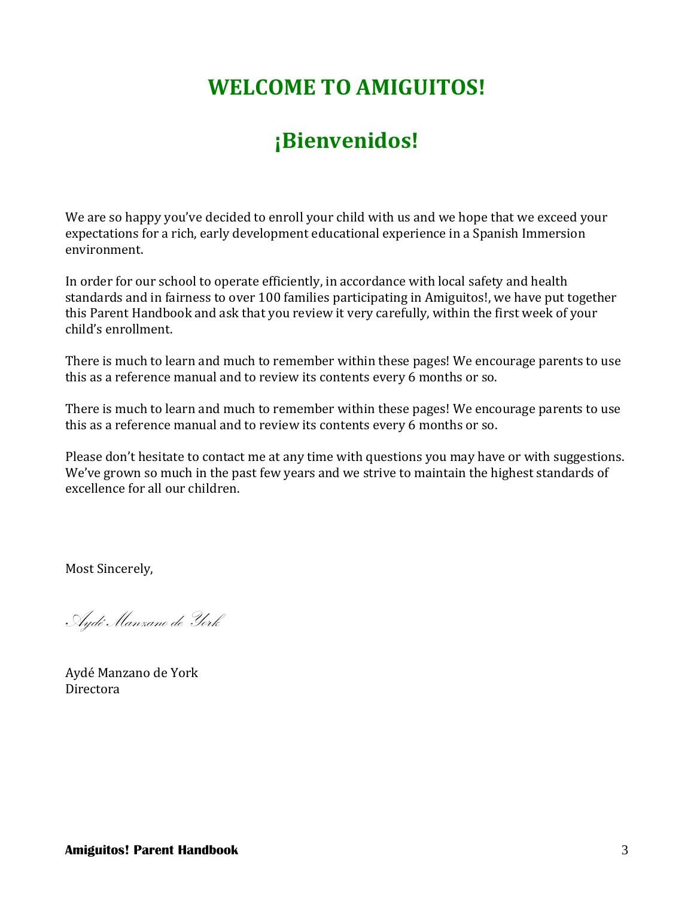# WELCOME TO AMIGUITOS!

# ¡Bienvenidos!

We are so happy you've decided to enroll your child with us and we hope that we exceed your expectations for a rich, early development educational experience in a Spanish Immersion environment.

In order for our school to operate efficiently, in accordance with local safety and health standards and in fairness to over 100 families participating in Amiguitos!, we have put together this Parent Handbook and ask that you review it very carefully, within the first week of your child's enrollment.

There is much to learn and much to remember within these pages! We encourage parents to use this as a reference manual and to review its contents every 6 months or so.

There is much to learn and much to remember within these pages! We encourage parents to use this as a reference manual and to review its contents every 6 months or so.

Please don't hesitate to contact me at any time with questions you may have or with suggestions. We've grown so much in the past few years and we strive to maintain the highest standards of excellence for all our children.

Most Sincerely,

*Aydé Manzano de York*

Aydé Manzano de York
Directora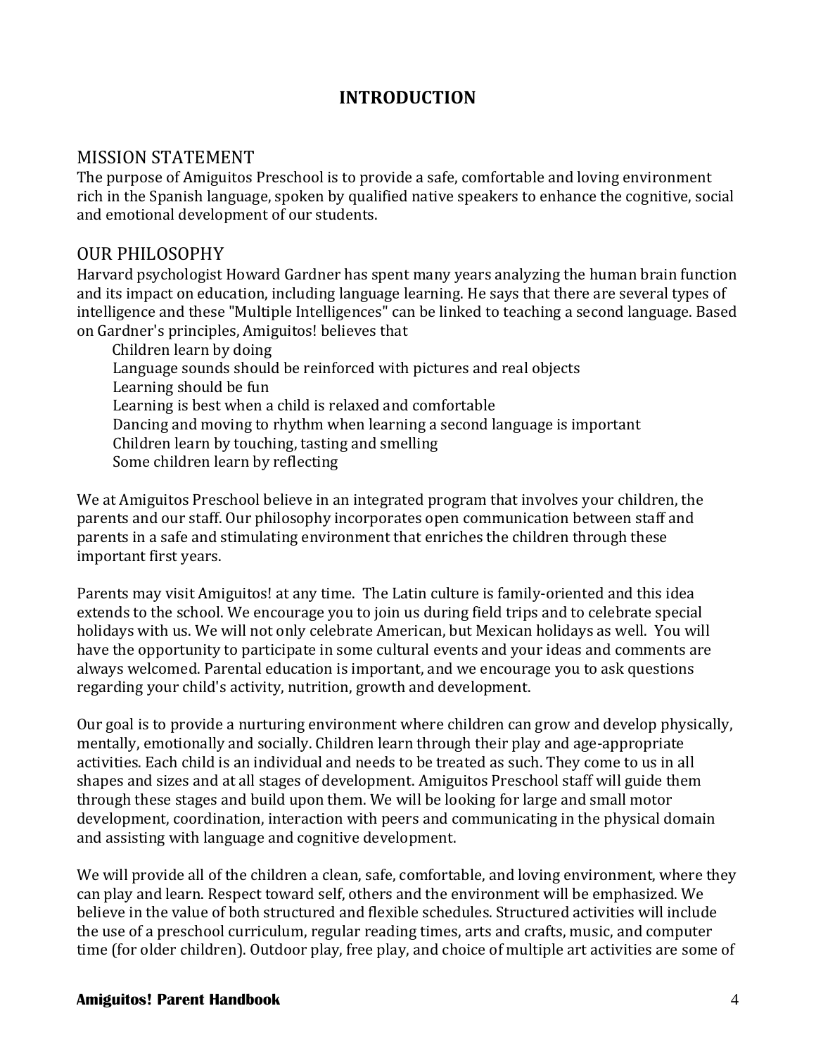# INTRODUCTION

## MISSION STATEMENT

The purpose of Amiguitos Preschool is to provide a safe, comfortable and loving environment rich in the Spanish language, spoken by qualified native speakers to enhance the cognitive, social and emotional development of our students.

## OUR PHILOSOPHY

Harvard psychologist Howard Gardner has spent many years analyzing the human brain function and its impact on education, including language learning. He says that there are several types of intelligence and these "Multiple Intelligences" can be linked to teaching a second language. Based on Gardner's principles, Amiguitos! believes that

- Children learn by doing
- Language sounds should be reinforced with pictures and real objects
- Learning should be fun
- Learning is best when a child is relaxed and comfortable
- Dancing and moving to rhythm when learning a second language is important
- Children learn by touching, tasting and smelling
- Some children learn by reflecting

We at Amiguitos Preschool believe in an integrated program that involves your children, the parents and our staff. Our philosophy incorporates open communication between staff and parents in a safe and stimulating environment that enriches the children through these important first years.

Parents may visit Amiguitos! at any time. The Latin culture is family-oriented and this idea extends to the school. We encourage you to join us during field trips and to celebrate special holidays with us. We will not only celebrate American, but Mexican holidays as well. You will have the opportunity to participate in some cultural events and your ideas and comments are always welcomed. Parental education is important, and we encourage you to ask questions regarding your child's activity, nutrition, growth and development.

Our goal is to provide a nurturing environment where children can grow and develop physically, mentally, emotionally and socially. Children learn through their play and age-appropriate activities. Each child is an individual and needs to be treated as such. They come to us in all shapes and sizes and at all stages of development. Amiguitos Preschool staff will guide them through these stages and build upon them. We will be looking for large and small motor development, coordination, interaction with peers and communicating in the physical domain and assisting with language and cognitive development.

We will provide all of the children a clean, safe, comfortable, and loving environment, where they can play and learn. Respect toward self, others and the environment will be emphasized. We believe in the value of both structured and flexible schedules. Structured activities will include the use of a preschool curriculum, regular reading times, arts and crafts, music, and computer time (for older children). Outdoor play, free play, and choice of multiple art activities are some of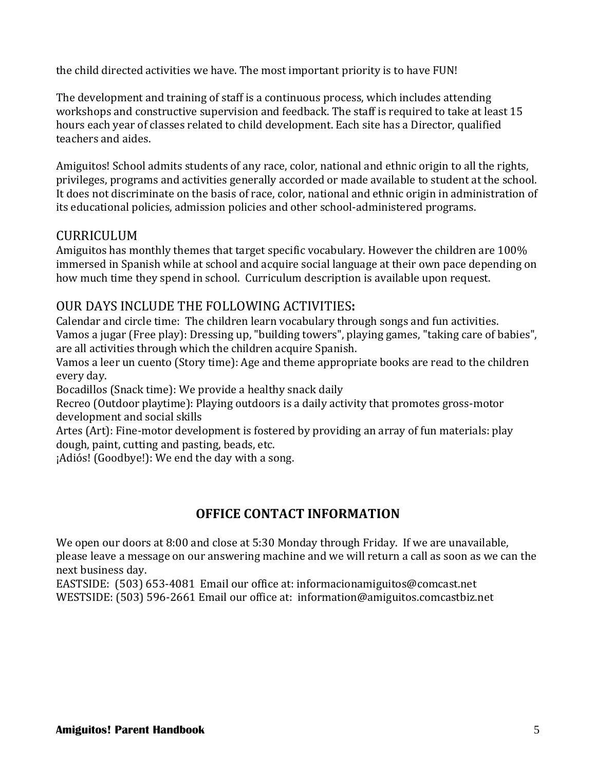the child directed activities we have. The most important priority is to have FUN!

The development and training of staff is a continuous process, which includes attending workshops and constructive supervision and feedback. The staff is required to take at least 15 hours each year of classes related to child development. Each site has a Director, qualified teachers and aides.

Amiguitos! School admits students of any race, color, national and ethnic origin to all the rights, privileges, programs and activities generally accorded or made available to student at the school. It does not discriminate on the basis of race, color, national and ethnic origin in administration of its educational policies, admission policies and other school-administered programs.

## CURRICULUM

Amiguitos has monthly themes that target specific vocabulary. However the children are 100% immersed in Spanish while at school and acquire social language at their own pace depending on how much time they spend in school. Curriculum description is available upon request.

## OUR DAYS INCLUDE THE FOLLOWING ACTIVITIES:

Calendar and circle time: The children learn vocabulary through songs and fun activities.
Vamos a jugar (Free play): Dressing up, "building towers", playing games, "taking care of babies", are all activities through which the children acquire Spanish.
Vamos a leer un cuento (Story time): Age and theme appropriate books are read to the children every day.
Bocadillos (Snack time): We provide a healthy snack daily
Recreo (Outdoor playtime): Playing outdoors is a daily activity that promotes gross-motor development and social skills
Artes (Art): Fine-motor development is fostered by providing an array of fun materials: play dough, paint, cutting and pasting, beads, etc.
¡Adiós! (Goodbye!): We end the day with a song.

## OFFICE CONTACT INFORMATION

We open our doors at 8:00 and close at 5:30 Monday through Friday. If we are unavailable, please leave a message on our answering machine and we will return a call as soon as we can the next business day.
EASTSIDE: (503) 653-4081 Email our office at: informacionamiguitos@comcast.net
WESTSIDE: (503) 596-2661 Email our office at: information@amiguitos.comcastbiz.net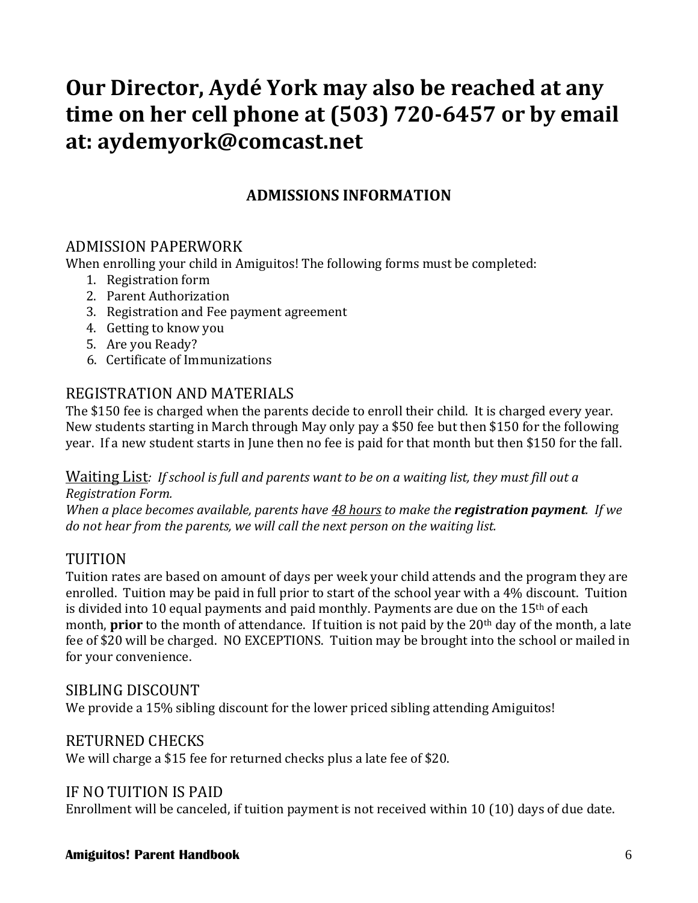**Our Director, Aydé York may also be reached at any time on her cell phone at (503) 720-6457 or by email at: aydemyork@comcast.net**

## ADMISSIONS INFORMATION

### ADMISSION PAPERWORK

When enrolling your child in Amiguitos! The following forms must be completed:

1. Registration form
2. Parent Authorization
3. Registration and Fee payment agreement
4. Getting to know you
5. Are you Ready?
6. Certificate of Immunizations

### REGISTRATION AND MATERIALS

The $150 fee is charged when the parents decide to enroll their child. It is charged every year. New students starting in March through May only pay a $50 fee but then $150 for the following year. If a new student starts in June then no fee is paid for that month but then $150 for the fall.

<u>Waiting List</u>*: If school is full and parents want to be on a waiting list, they must fill out a Registration Form.*
*When a place becomes available, parents have <u>48 hours</u> to make the **registration payment**. If we do not hear from the parents, we will call the next person on the waiting list.*

### TUITION

Tuition rates are based on amount of days per week your child attends and the program they are enrolled. Tuition may be paid in full prior to start of the school year with a 4% discount. Tuition is divided into 10 equal payments and paid monthly. Payments are due on the 15th of each month, **prior** to the month of attendance. If tuition is not paid by the 20th day of the month, a late fee of $20 will be charged. NO EXCEPTIONS. Tuition may be brought into the school or mailed in for your convenience.

### SIBLING DISCOUNT

We provide a 15% sibling discount for the lower priced sibling attending Amiguitos!

### RETURNED CHECKS

We will charge a $15 fee for returned checks plus a late fee of $20.

### IF NO TUITION IS PAID

Enrollment will be canceled, if tuition payment is not received within 10 (10) days of due date.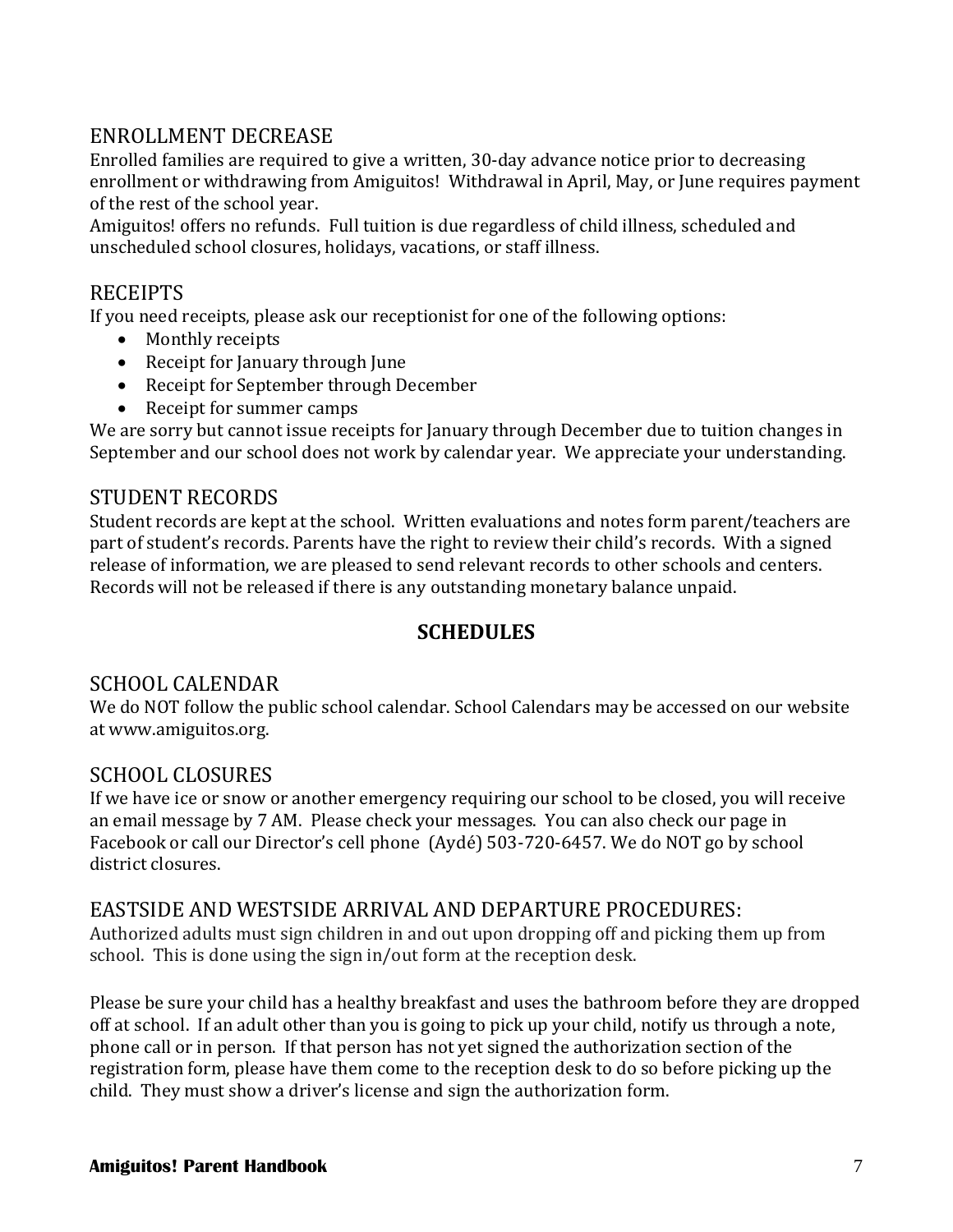## ENROLLMENT DECREASE

Enrolled families are required to give a written, 30-day advance notice prior to decreasing enrollment or withdrawing from Amiguitos! Withdrawal in April, May, or June requires payment of the rest of the school year.

Amiguitos! offers no refunds. Full tuition is due regardless of child illness, scheduled and unscheduled school closures, holidays, vacations, or staff illness.

## RECEIPTS

If you need receipts, please ask our receptionist for one of the following options:

- Monthly receipts
- Receipt for January through June
- Receipt for September through December
- Receipt for summer camps

We are sorry but cannot issue receipts for January through December due to tuition changes in September and our school does not work by calendar year. We appreciate your understanding.

## STUDENT RECORDS

Student records are kept at the school. Written evaluations and notes form parent/teachers are part of student's records. Parents have the right to review their child's records. With a signed release of information, we are pleased to send relevant records to other schools and centers. Records will not be released if there is any outstanding monetary balance unpaid.

# SCHEDULES

## SCHOOL CALENDAR

We do NOT follow the public school calendar. School Calendars may be accessed on our website at www.amiguitos.org.

## SCHOOL CLOSURES

If we have ice or snow or another emergency requiring our school to be closed, you will receive an email message by 7 AM. Please check your messages. You can also check our page in Facebook or call our Director's cell phone (Aydé) 503-720-6457. We do NOT go by school district closures.

## EASTSIDE AND WESTSIDE ARRIVAL AND DEPARTURE PROCEDURES:

Authorized adults must sign children in and out upon dropping off and picking them up from school. This is done using the sign in/out form at the reception desk.

Please be sure your child has a healthy breakfast and uses the bathroom before they are dropped off at school. If an adult other than you is going to pick up your child, notify us through a note, phone call or in person. If that person has not yet signed the authorization section of the registration form, please have them come to the reception desk to do so before picking up the child. They must show a driver's license and sign the authorization form.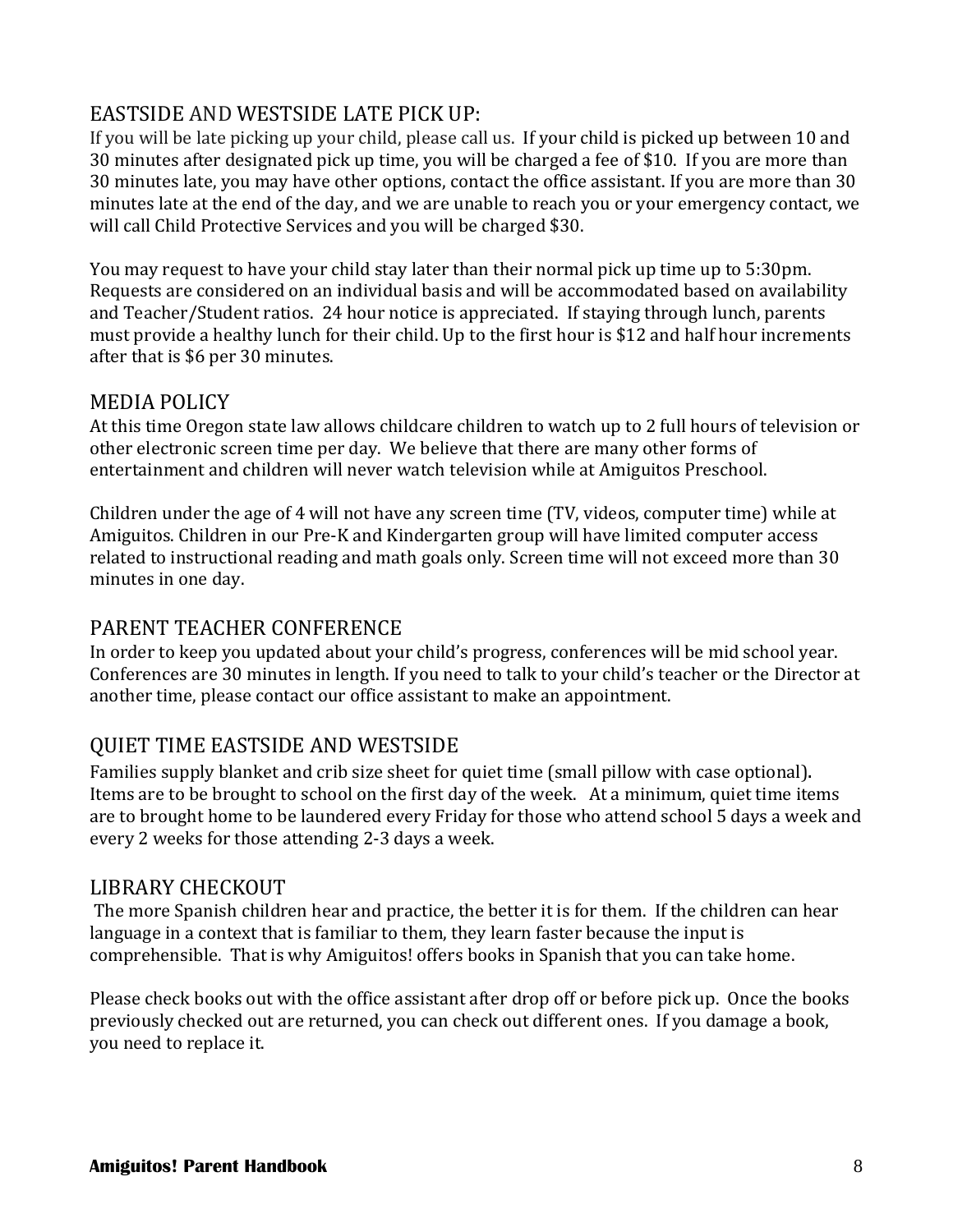## EASTSIDE AND WESTSIDE LATE PICK UP:

If you will be late picking up your child, please call us. If your child is picked up between 10 and 30 minutes after designated pick up time, you will be charged a fee of $10. If you are more than 30 minutes late, you may have other options, contact the office assistant. If you are more than 30 minutes late at the end of the day, and we are unable to reach you or your emergency contact, we will call Child Protective Services and you will be charged $30.

You may request to have your child stay later than their normal pick up time up to 5:30pm. Requests are considered on an individual basis and will be accommodated based on availability and Teacher/Student ratios. 24 hour notice is appreciated. If staying through lunch, parents must provide a healthy lunch for their child. Up to the first hour is $12 and half hour increments after that is $6 per 30 minutes.

## MEDIA POLICY

At this time Oregon state law allows childcare children to watch up to 2 full hours of television or other electronic screen time per day. We believe that there are many other forms of entertainment and children will never watch television while at Amiguitos Preschool.

Children under the age of 4 will not have any screen time (TV, videos, computer time) while at Amiguitos. Children in our Pre-K and Kindergarten group will have limited computer access related to instructional reading and math goals only. Screen time will not exceed more than 30 minutes in one day.

## PARENT TEACHER CONFERENCE

In order to keep you updated about your child's progress, conferences will be mid school year. Conferences are 30 minutes in length. If you need to talk to your child's teacher or the Director at another time, please contact our office assistant to make an appointment.

## QUIET TIME EASTSIDE AND WESTSIDE

Families supply blanket and crib size sheet for quiet time (small pillow with case optional). Items are to be brought to school on the first day of the week. At a minimum, quiet time items are to brought home to be laundered every Friday for those who attend school 5 days a week and every 2 weeks for those attending 2-3 days a week.

## LIBRARY CHECKOUT

The more Spanish children hear and practice, the better it is for them. If the children can hear language in a context that is familiar to them, they learn faster because the input is comprehensible. That is why Amiguitos! offers books in Spanish that you can take home.

Please check books out with the office assistant after drop off or before pick up. Once the books previously checked out are returned, you can check out different ones. If you damage a book, you need to replace it.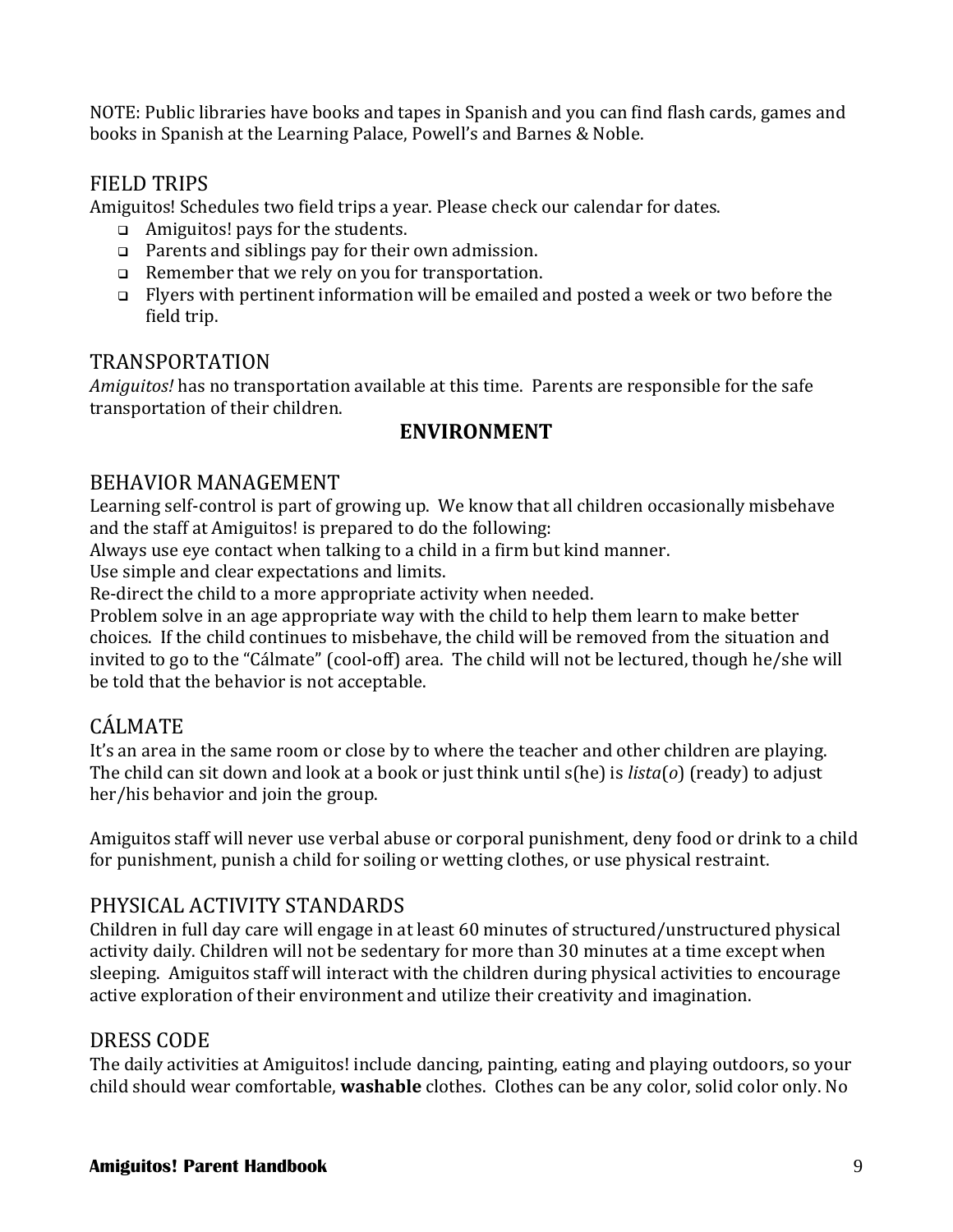NOTE: Public libraries have books and tapes in Spanish and you can find flash cards, games and books in Spanish at the Learning Palace, Powell's and Barnes & Noble.

## FIELD TRIPS

Amiguitos! Schedules two field trips a year. Please check our calendar for dates.

- Amiguitos! pays for the students.
- Parents and siblings pay for their own admission.
- Remember that we rely on you for transportation.
- Flyers with pertinent information will be emailed and posted a week or two before the field trip.

## TRANSPORTATION

*Amiguitos!* has no transportation available at this time. Parents are responsible for the safe transportation of their children.

# ENVIRONMENT

## BEHAVIOR MANAGEMENT

Learning self-control is part of growing up. We know that all children occasionally misbehave and the staff at Amiguitos! is prepared to do the following:

Always use eye contact when talking to a child in a firm but kind manner.

Use simple and clear expectations and limits.

Re-direct the child to a more appropriate activity when needed.

Problem solve in an age appropriate way with the child to help them learn to make better choices. If the child continues to misbehave, the child will be removed from the situation and invited to go to the "Cálmate" (cool-off) area. The child will not be lectured, though he/she will be told that the behavior is not acceptable.

## CÁLMATE

It's an area in the same room or close by to where the teacher and other children are playing. The child can sit down and look at a book or just think until s(he) is *lista*(*o*) (ready) to adjust her/his behavior and join the group.

Amiguitos staff will never use verbal abuse or corporal punishment, deny food or drink to a child for punishment, punish a child for soiling or wetting clothes, or use physical restraint.

## PHYSICAL ACTIVITY STANDARDS

Children in full day care will engage in at least 60 minutes of structured/unstructured physical activity daily. Children will not be sedentary for more than 30 minutes at a time except when sleeping. Amiguitos staff will interact with the children during physical activities to encourage active exploration of their environment and utilize their creativity and imagination.

## DRESS CODE

The daily activities at Amiguitos! include dancing, painting, eating and playing outdoors, so your child should wear comfortable, **washable** clothes. Clothes can be any color, solid color only. No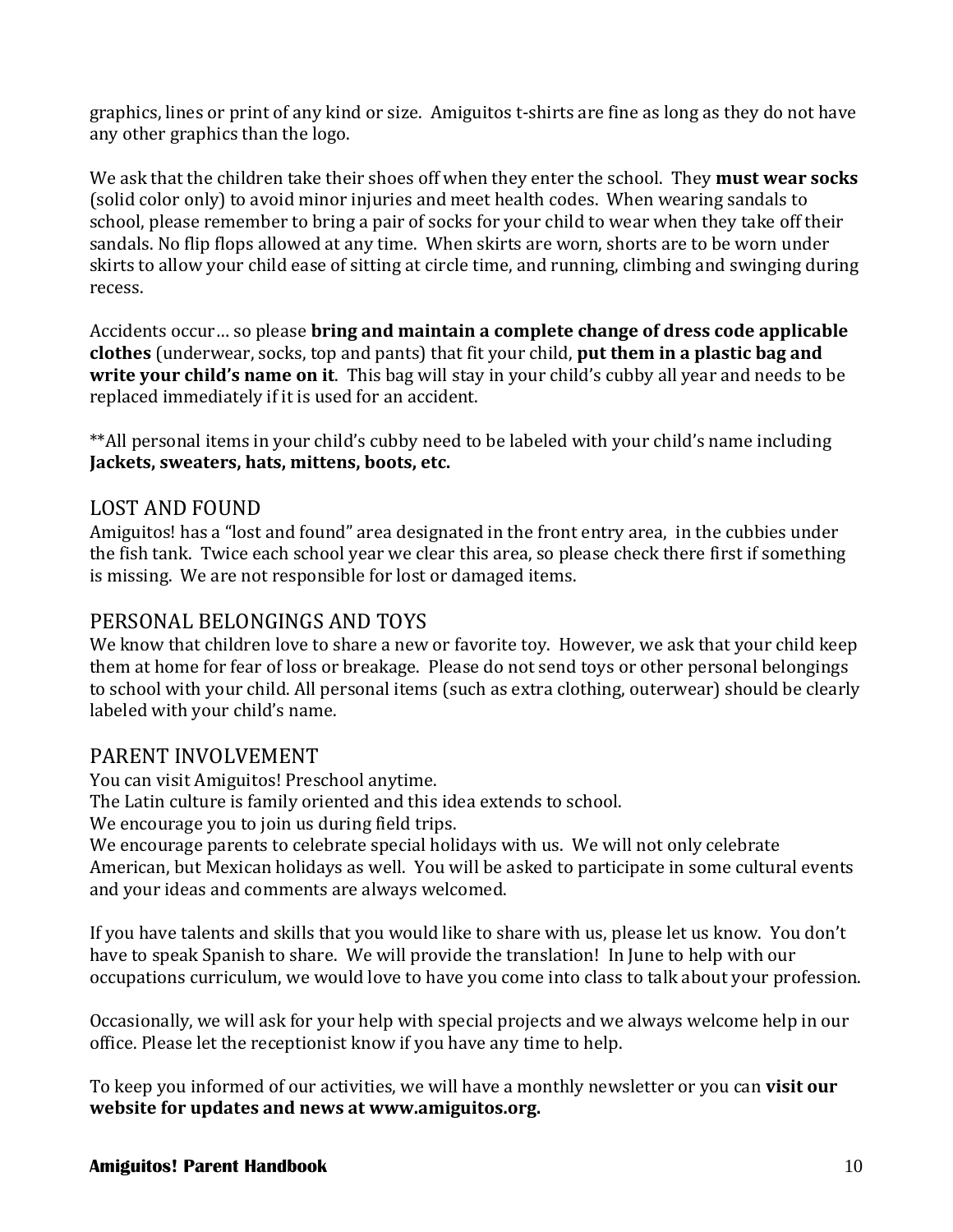graphics, lines or print of any kind or size. Amiguitos t-shirts are fine as long as they do not have any other graphics than the logo.

We ask that the children take their shoes off when they enter the school. They **must wear socks** (solid color only) to avoid minor injuries and meet health codes. When wearing sandals to school, please remember to bring a pair of socks for your child to wear when they take off their sandals. No flip flops allowed at any time. When skirts are worn, shorts are to be worn under skirts to allow your child ease of sitting at circle time, and running, climbing and swinging during recess.

Accidents occur… so please **bring and maintain a complete change of dress code applicable clothes** (underwear, socks, top and pants) that fit your child, **put them in a plastic bag and write your child's name on it**. This bag will stay in your child's cubby all year and needs to be replaced immediately if it is used for an accident.

**All personal items in your child's cubby need to be labeled with your child's name including **Jackets, sweaters, hats, mittens, boots, etc.**

## LOST AND FOUND

Amiguitos! has a "lost and found" area designated in the front entry area, in the cubbies under the fish tank. Twice each school year we clear this area, so please check there first if something is missing. We are not responsible for lost or damaged items.

## PERSONAL BELONGINGS AND TOYS

We know that children love to share a new or favorite toy. However, we ask that your child keep them at home for fear of loss or breakage. Please do not send toys or other personal belongings to school with your child. All personal items (such as extra clothing, outerwear) should be clearly labeled with your child's name.

## PARENT INVOLVEMENT

You can visit Amiguitos! Preschool anytime.
The Latin culture is family oriented and this idea extends to school.
We encourage you to join us during field trips.
We encourage parents to celebrate special holidays with us. We will not only celebrate American, but Mexican holidays as well. You will be asked to participate in some cultural events and your ideas and comments are always welcomed.

If you have talents and skills that you would like to share with us, please let us know. You don't have to speak Spanish to share. We will provide the translation! In June to help with our occupations curriculum, we would love to have you come into class to talk about your profession.

Occasionally, we will ask for your help with special projects and we always welcome help in our office. Please let the receptionist know if you have any time to help.

To keep you informed of our activities, we will have a monthly newsletter or you can **visit our website for updates and news at www.amiguitos.org.**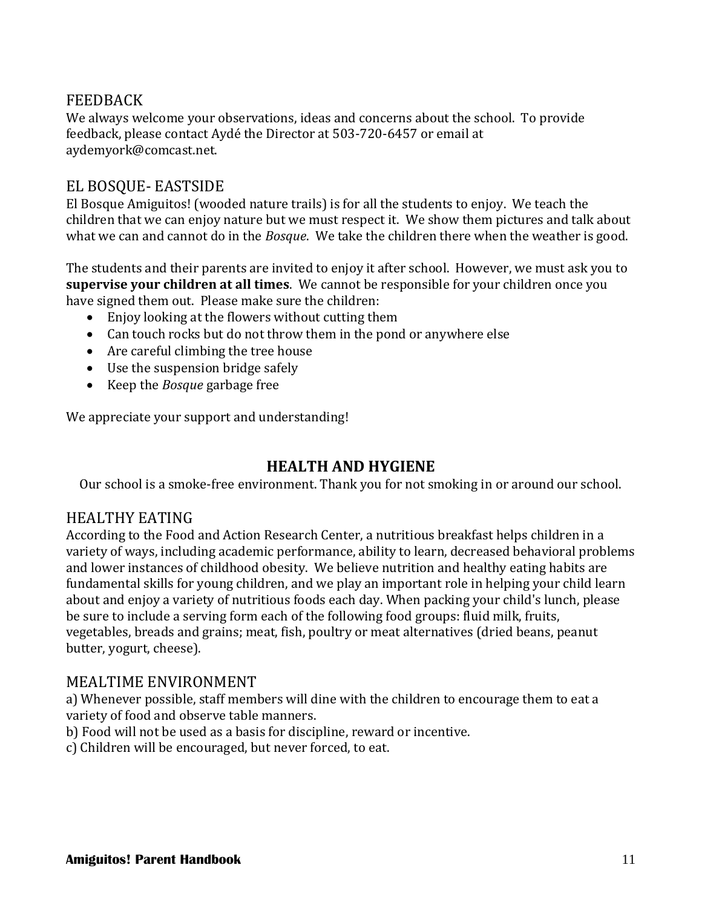## FEEDBACK

We always welcome your observations, ideas and concerns about the school. To provide feedback, please contact Aydé the Director at 503-720-6457 or email at aydemyork@comcast.net.

## EL BOSQUE- EASTSIDE

El Bosque Amiguitos! (wooded nature trails) is for all the students to enjoy. We teach the children that we can enjoy nature but we must respect it. We show them pictures and talk about what we can and cannot do in the *Bosque*. We take the children there when the weather is good.

The students and their parents are invited to enjoy it after school. However, we must ask you to **supervise your children at all times**. We cannot be responsible for your children once you have signed them out. Please make sure the children:

- Enjoy looking at the flowers without cutting them
- Can touch rocks but do not throw them in the pond or anywhere else
- Are careful climbing the tree house
- Use the suspension bridge safely
- Keep the *Bosque* garbage free

We appreciate your support and understanding!

# HEALTH AND HYGIENE

Our school is a smoke-free environment. Thank you for not smoking in or around our school.

## HEALTHY EATING

According to the Food and Action Research Center, a nutritious breakfast helps children in a variety of ways, including academic performance, ability to learn, decreased behavioral problems and lower instances of childhood obesity. We believe nutrition and healthy eating habits are fundamental skills for young children, and we play an important role in helping your child learn about and enjoy a variety of nutritious foods each day. When packing your child's lunch, please be sure to include a serving form each of the following food groups: fluid milk, fruits, vegetables, breads and grains; meat, fish, poultry or meat alternatives (dried beans, peanut butter, yogurt, cheese).

## MEALTIME ENVIRONMENT

a) Whenever possible, staff members will dine with the children to encourage them to eat a variety of food and observe table manners.
b) Food will not be used as a basis for discipline, reward or incentive.
c) Children will be encouraged, but never forced, to eat.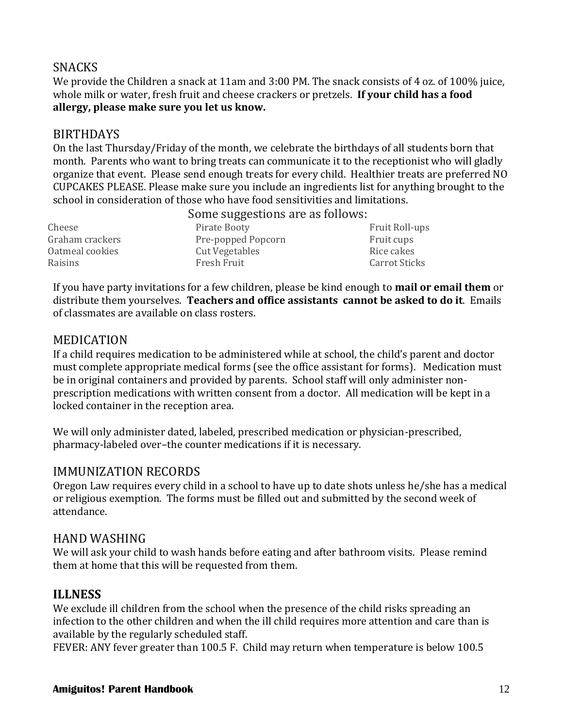## SNACKS

We provide the Children a snack at 11am and 3:00 PM. The snack consists of 4 oz. of 100% juice, whole milk or water, fresh fruit and cheese crackers or pretzels. **If your child has a food allergy, please make sure you let us know.**

## BIRTHDAYS

On the last Thursday/Friday of the month, we celebrate the birthdays of all students born that month. Parents who want to bring treats can communicate it to the receptionist who will gladly organize that event. Please send enough treats for every child. Healthier treats are preferred NO CUPCAKES PLEASE. Please make sure you include an ingredients list for anything brought to the school in consideration of those who have food sensitivities and limitations.

Some suggestions are as follows:

| | | |
|---|---|---|
| Cheese | Pirate Booty | Fruit Roll-ups |
| Graham crackers | Pre-popped Popcorn | Fruit cups |
| Oatmeal cookies | Cut Vegetables | Rice cakes |
| Raisins | Fresh Fruit | Carrot Sticks |

If you have party invitations for a few children, please be kind enough to **mail or email them** or distribute them yourselves. **Teachers and office assistants cannot be asked to do it**. Emails of classmates are available on class rosters.

## MEDICATION

If a child requires medication to be administered while at school, the child's parent and doctor must complete appropriate medical forms (see the office assistant for forms). Medication must be in original containers and provided by parents. School staff will only administer non-prescription medications with written consent from a doctor. All medication will be kept in a locked container in the reception area.

We will only administer dated, labeled, prescribed medication or physician-prescribed, pharmacy-labeled over–the counter medications if it is necessary.

## IMMUNIZATION RECORDS

Oregon Law requires every child in a school to have up to date shots unless he/she has a medical or religious exemption. The forms must be filled out and submitted by the second week of attendance.

## HAND WASHING

We will ask your child to wash hands before eating and after bathroom visits. Please remind them at home that this will be requested from them.

## ILLNESS

We exclude ill children from the school when the presence of the child risks spreading an infection to the other children and when the ill child requires more attention and care than is available by the regularly scheduled staff.

FEVER: ANY fever greater than 100.5 F. Child may return when temperature is below 100.5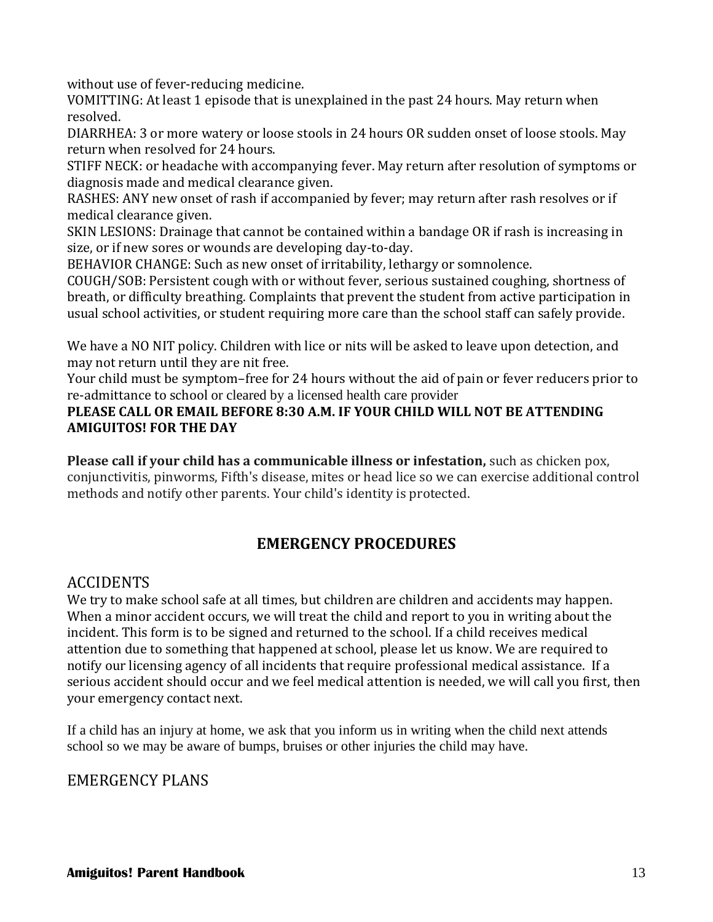without use of fever-reducing medicine.  
VOMITTING: At least 1 episode that is unexplained in the past 24 hours. May return when resolved.  
DIARRHEA: 3 or more watery or loose stools in 24 hours OR sudden onset of loose stools. May return when resolved for 24 hours.  
STIFF NECK: or headache with accompanying fever. May return after resolution of symptoms or diagnosis made and medical clearance given.  
RASHES: ANY new onset of rash if accompanied by fever; may return after rash resolves or if medical clearance given.  
SKIN LESIONS: Drainage that cannot be contained within a bandage OR if rash is increasing in size, or if new sores or wounds are developing day-to-day.  
BEHAVIOR CHANGE: Such as new onset of irritability, lethargy or somnolence.  
COUGH/SOB: Persistent cough with or without fever, serious sustained coughing, shortness of breath, or difficulty breathing. Complaints that prevent the student from active participation in usual school activities, or student requiring more care than the school staff can safely provide.

We have a NO NIT policy. Children with lice or nits will be asked to leave upon detection, and may not return until they are nit free.  
Your child must be symptom–free for 24 hours without the aid of pain or fever reducers prior to re-admittance to school or cleared by a licensed health care provider  
**PLEASE CALL OR EMAIL BEFORE 8:30 A.M. IF YOUR CHILD WILL NOT BE ATTENDING AMIGUITOS! FOR THE DAY**

**Please call if your child has a communicable illness or infestation,** such as chicken pox, conjunctivitis, pinworms, Fifth's disease, mites or head lice so we can exercise additional control methods and notify other parents. Your child's identity is protected.

## EMERGENCY PROCEDURES

### ACCIDENTS

We try to make school safe at all times, but children are children and accidents may happen. When a minor accident occurs, we will treat the child and report to you in writing about the incident. This form is to be signed and returned to the school. If a child receives medical attention due to something that happened at school, please let us know. We are required to notify our licensing agency of all incidents that require professional medical assistance. If a serious accident should occur and we feel medical attention is needed, we will call you first, then your emergency contact next.

If a child has an injury at home, we ask that you inform us in writing when the child next attends school so we may be aware of bumps, bruises or other injuries the child may have.

### EMERGENCY PLANS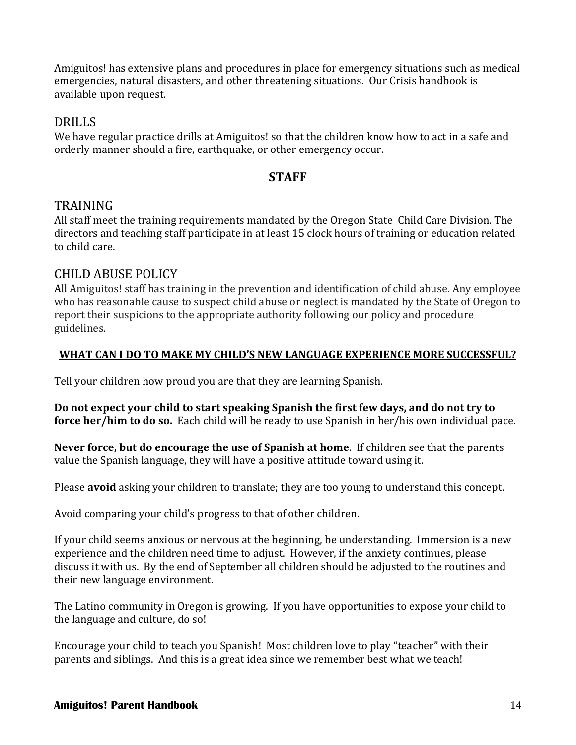Amiguitos! has extensive plans and procedures in place for emergency situations such as medical emergencies, natural disasters, and other threatening situations. Our Crisis handbook is available upon request.

### DRILLS

We have regular practice drills at Amiguitos! so that the children know how to act in a safe and orderly manner should a fire, earthquake, or other emergency occur.

## STAFF

### TRAINING

All staff meet the training requirements mandated by the Oregon State Child Care Division. The directors and teaching staff participate in at least 15 clock hours of training or education related to child care.

### CHILD ABUSE POLICY

All Amiguitos! staff has training in the prevention and identification of child abuse. Any employee who has reasonable cause to suspect child abuse or neglect is mandated by the State of Oregon to report their suspicions to the appropriate authority following our policy and procedure guidelines.

### WHAT CAN I DO TO MAKE MY CHILD'S NEW LANGUAGE EXPERIENCE MORE SUCCESSFUL?

Tell your children how proud you are that they are learning Spanish.

**Do not expect your child to start speaking Spanish the first few days, and do not try to force her/him to do so.** Each child will be ready to use Spanish in her/his own individual pace.

**Never force, but do encourage the use of Spanish at home**. If children see that the parents value the Spanish language, they will have a positive attitude toward using it.

Please **avoid** asking your children to translate; they are too young to understand this concept.

Avoid comparing your child's progress to that of other children.

If your child seems anxious or nervous at the beginning, be understanding. Immersion is a new experience and the children need time to adjust. However, if the anxiety continues, please discuss it with us. By the end of September all children should be adjusted to the routines and their new language environment.

The Latino community in Oregon is growing. If you have opportunities to expose your child to the language and culture, do so!

Encourage your child to teach you Spanish! Most children love to play "teacher" with their parents and siblings. And this is a great idea since we remember best what we teach!